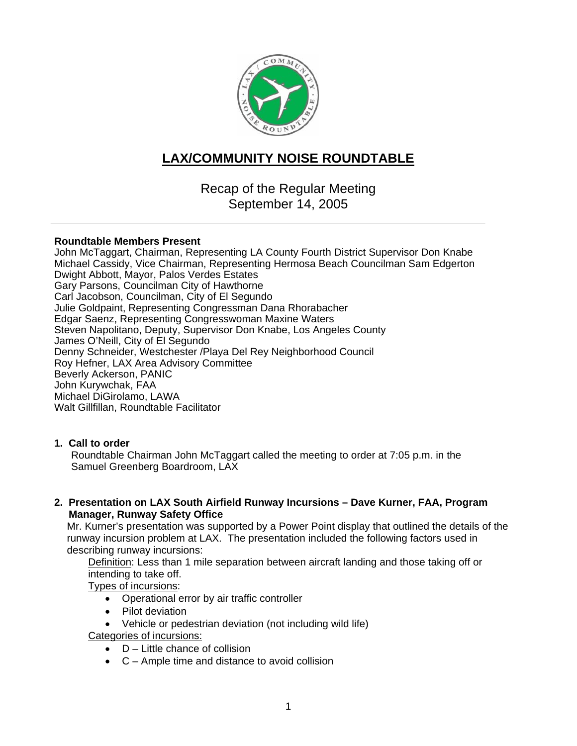# LAX/COMMUNITY NOISE ROUNDTABLE

Recap of the Regular Meeting
September 14, 2005

---

**Roundtable Members Present**
John McTaggart, Chairman, Representing LA County Fourth District Supervisor Don Knabe
Michael Cassidy, Vice Chairman, Representing Hermosa Beach Councilman Sam Edgerton
Dwight Abbott, Mayor, Palos Verdes Estates
Gary Parsons, Councilman City of Hawthorne
Carl Jacobson, Councilman, City of El Segundo
Julie Goldpaint, Representing Congressman Dana Rhorabacher
Edgar Saenz, Representing Congresswoman Maxine Waters
Steven Napolitano, Deputy, Supervisor Don Knabe, Los Angeles County
James O'Neill, City of El Segundo
Denny Schneider, Westchester /Playa Del Rey Neighborhood Council
Roy Hefner, LAX Area Advisory Committee
Beverly Ackerson, PANIC
John Kurywchak, FAA
Michael DiGirolamo, LAWA
Walt Gillfillan, Roundtable Facilitator

**1. Call to order**

Roundtable Chairman John McTaggart called the meeting to order at 7:05 p.m. in the Samuel Greenberg Boardroom, LAX

**2. Presentation on LAX South Airfield Runway Incursions – Dave Kurner, FAA, Program Manager, Runway Safety Office**

Mr. Kurner's presentation was supported by a Power Point display that outlined the details of the runway incursion problem at LAX. The presentation included the following factors used in describing runway incursions:

Definition: Less than 1 mile separation between aircraft landing and those taking off or intending to take off.

Types of incursions:

- Operational error by air traffic controller
- Pilot deviation
- Vehicle or pedestrian deviation (not including wild life)

Categories of incursions:

- D – Little chance of collision
- C – Ample time and distance to avoid collision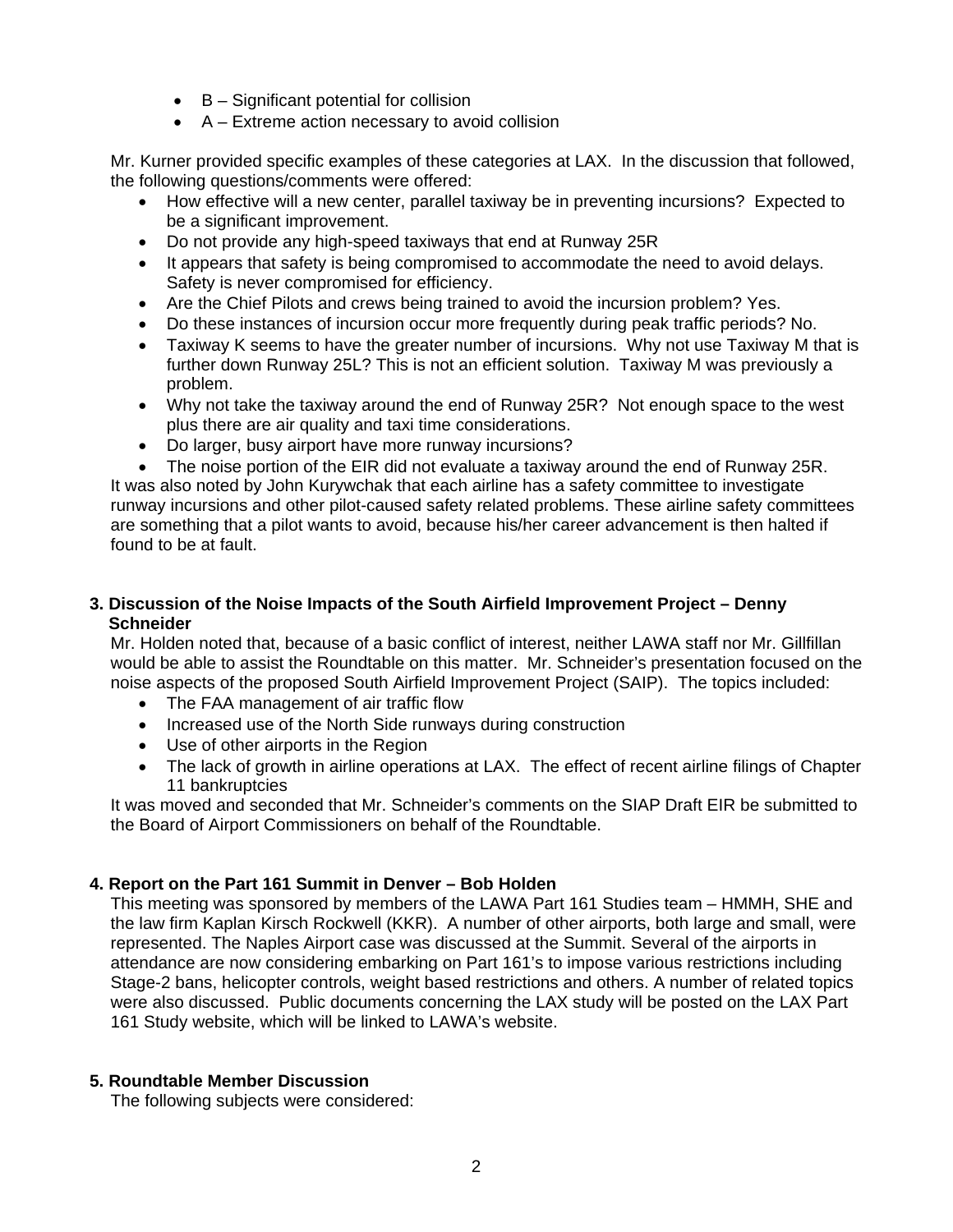- B – Significant potential for collision
- A – Extreme action necessary to avoid collision

Mr. Kurner provided specific examples of these categories at LAX. In the discussion that followed, the following questions/comments were offered:

- How effective will a new center, parallel taxiway be in preventing incursions? Expected to be a significant improvement.
- Do not provide any high-speed taxiways that end at Runway 25R
- It appears that safety is being compromised to accommodate the need to avoid delays. Safety is never compromised for efficiency.
- Are the Chief Pilots and crews being trained to avoid the incursion problem? Yes.
- Do these instances of incursion occur more frequently during peak traffic periods? No.
- Taxiway K seems to have the greater number of incursions. Why not use Taxiway M that is further down Runway 25L? This is not an efficient solution. Taxiway M was previously a problem.
- Why not take the taxiway around the end of Runway 25R? Not enough space to the west plus there are air quality and taxi time considerations.
- Do larger, busy airport have more runway incursions?
- The noise portion of the EIR did not evaluate a taxiway around the end of Runway 25R.

It was also noted by John Kurywchak that each airline has a safety committee to investigate runway incursions and other pilot-caused safety related problems. These airline safety committees are something that a pilot wants to avoid, because his/her career advancement is then halted if found to be at fault.

**3. Discussion of the Noise Impacts of the South Airfield Improvement Project – Denny Schneider**

Mr. Holden noted that, because of a basic conflict of interest, neither LAWA staff nor Mr. Gillfillan would be able to assist the Roundtable on this matter. Mr. Schneider's presentation focused on the noise aspects of the proposed South Airfield Improvement Project (SAIP). The topics included:

- The FAA management of air traffic flow
- Increased use of the North Side runways during construction
- Use of other airports in the Region
- The lack of growth in airline operations at LAX. The effect of recent airline filings of Chapter 11 bankruptcies

It was moved and seconded that Mr. Schneider's comments on the SIAP Draft EIR be submitted to the Board of Airport Commissioners on behalf of the Roundtable.

**4. Report on the Part 161 Summit in Denver – Bob Holden**

This meeting was sponsored by members of the LAWA Part 161 Studies team – HMMH, SHE and the law firm Kaplan Kirsch Rockwell (KKR). A number of other airports, both large and small, were represented. The Naples Airport case was discussed at the Summit. Several of the airports in attendance are now considering embarking on Part 161's to impose various restrictions including Stage-2 bans, helicopter controls, weight based restrictions and others. A number of related topics were also discussed. Public documents concerning the LAX study will be posted on the LAX Part 161 Study website, which will be linked to LAWA's website.

**5. Roundtable Member Discussion**

The following subjects were considered: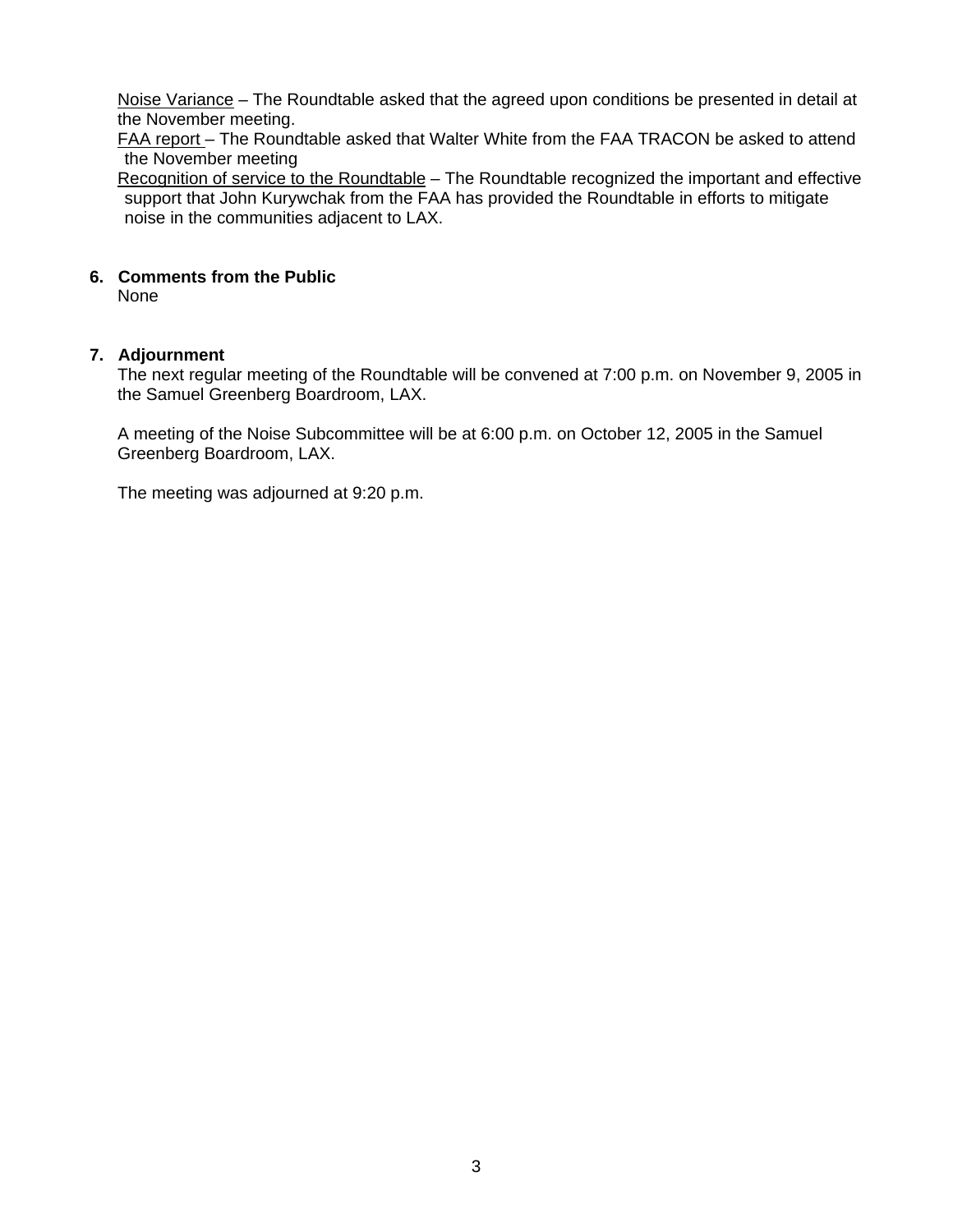Noise Variance – The Roundtable asked that the agreed upon conditions be presented in detail at the November meeting.

FAA report – The Roundtable asked that Walter White from the FAA TRACON be asked to attend the November meeting

Recognition of service to the Roundtable – The Roundtable recognized the important and effective support that John Kurywchak from the FAA has provided the Roundtable in efforts to mitigate noise in the communities adjacent to LAX.

**6. Comments from the Public**

None

**7. Adjournment**

The next regular meeting of the Roundtable will be convened at 7:00 p.m. on November 9, 2005 in the Samuel Greenberg Boardroom, LAX.

A meeting of the Noise Subcommittee will be at 6:00 p.m. on October 12, 2005 in the Samuel Greenberg Boardroom, LAX.

The meeting was adjourned at 9:20 p.m.